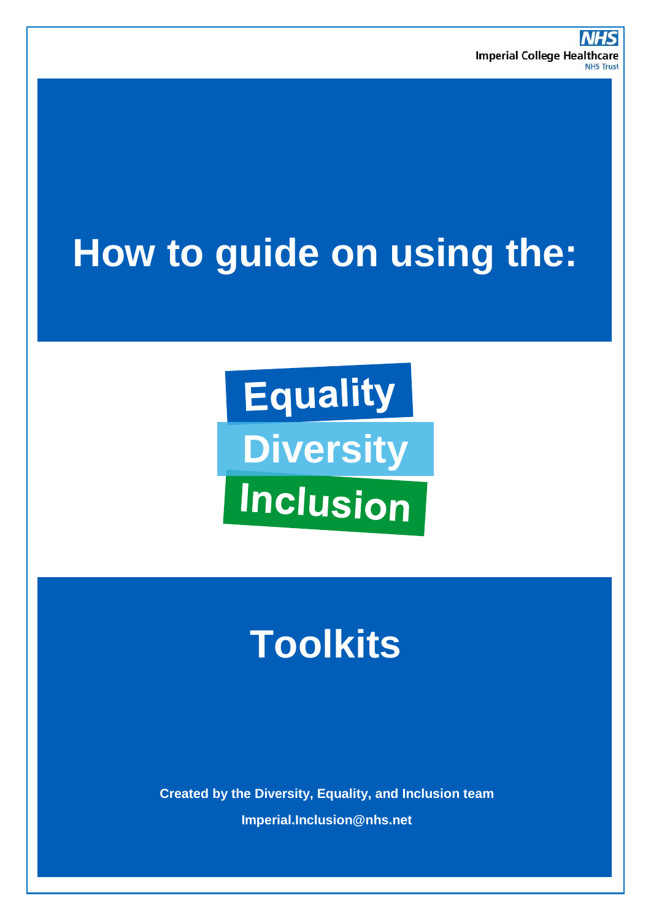NHS
Imperial College Healthcare
NHS Trust

# How to guide on using the:

Equality
Diversity
Inclusion

# Toolkits

**Created by the Diversity, Equality, and Inclusion team**

**Imperial.Inclusion@nhs.net**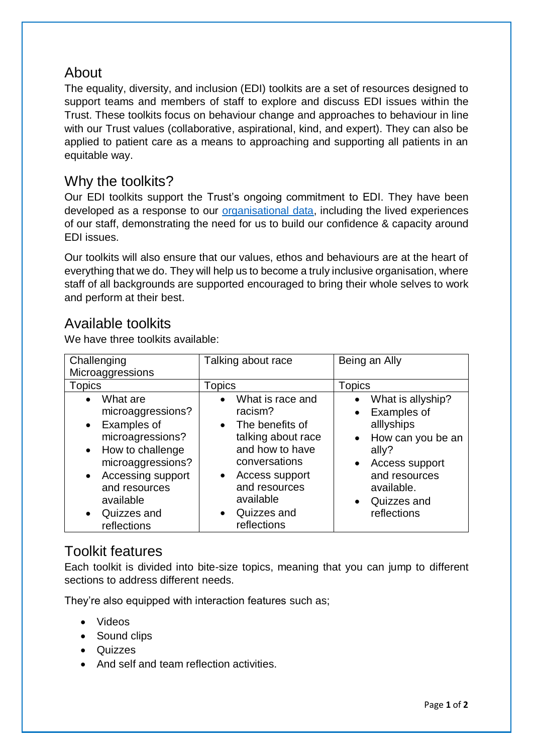## About

The equality, diversity, and inclusion (EDI) toolkits are a set of resources designed to support teams and members of staff to explore and discuss EDI issues within the Trust. These toolkits focus on behaviour change and approaches to behaviour in line with our Trust values (collaborative, aspirational, kind, and expert). They can also be applied to patient care as a means to approaching and supporting all patients in an equitable way.

## Why the toolkits?

Our EDI toolkits support the Trust's ongoing commitment to EDI. They have been developed as a response to our organisational data, including the lived experiences of our staff, demonstrating the need for us to build our confidence & capacity around EDI issues.

Our toolkits will also ensure that our values, ethos and behaviours are at the heart of everything that we do. They will help us to become a truly inclusive organisation, where staff of all backgrounds are supported encouraged to bring their whole selves to work and perform at their best.

## Available toolkits

We have three toolkits available:

| Challenging Microaggressions | Talking about race | Being an Ally |
|---|---|---|
| Topics | Topics | Topics |
| • What are microaggressions?<br>• Examples of microagressions?<br>• How to challenge microaggressions?<br>• Accessing support and resources available<br>• Quizzes and reflections | • What is race and racism?<br>• The benefits of talking about race and how to have conversations<br>• Access support and resources available<br>• Quizzes and reflections | • What is allyship?<br>• Examples of alllyships<br>• How can you be an ally?<br>• Access support and resources available.<br>• Quizzes and reflections |

## Toolkit features

Each toolkit is divided into bite-size topics, meaning that you can jump to different sections to address different needs.

They're also equipped with interaction features such as;

- Videos
- Sound clips
- Quizzes
- And self and team reflection activities.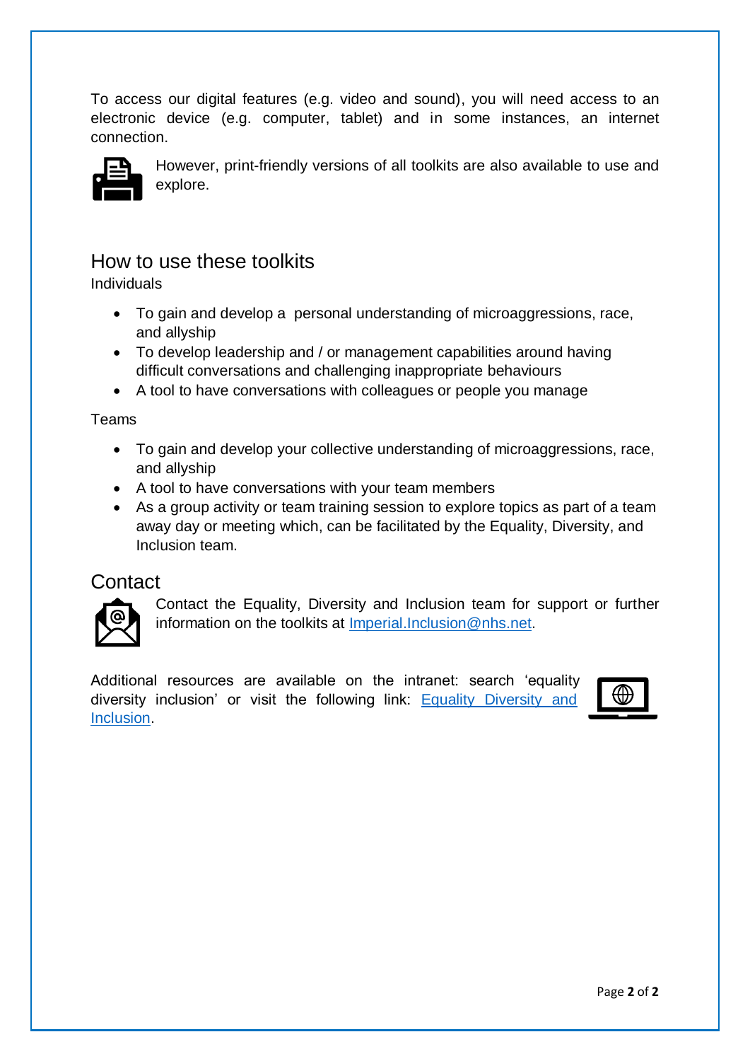To access our digital features (e.g. video and sound), you will need access to an electronic device (e.g. computer, tablet) and in some instances, an internet connection.

However, print-friendly versions of all toolkits are also available to use and explore.

## How to use these toolkits

Individuals

- To gain and develop a personal understanding of microaggressions, race, and allyship
- To develop leadership and / or management capabilities around having difficult conversations and challenging inappropriate behaviours
- A tool to have conversations with colleagues or people you manage

Teams

- To gain and develop your collective understanding of microaggressions, race, and allyship
- A tool to have conversations with your team members
- As a group activity or team training session to explore topics as part of a team away day or meeting which, can be facilitated by the Equality, Diversity, and Inclusion team.

## Contact

Contact the Equality, Diversity and Inclusion team for support or further information on the toolkits at [Imperial.Inclusion@nhs.net](mailto:Imperial.Inclusion@nhs.net).

Additional resources are available on the intranet: search 'equality diversity inclusion' or visit the following link: Equality Diversity and Inclusion.